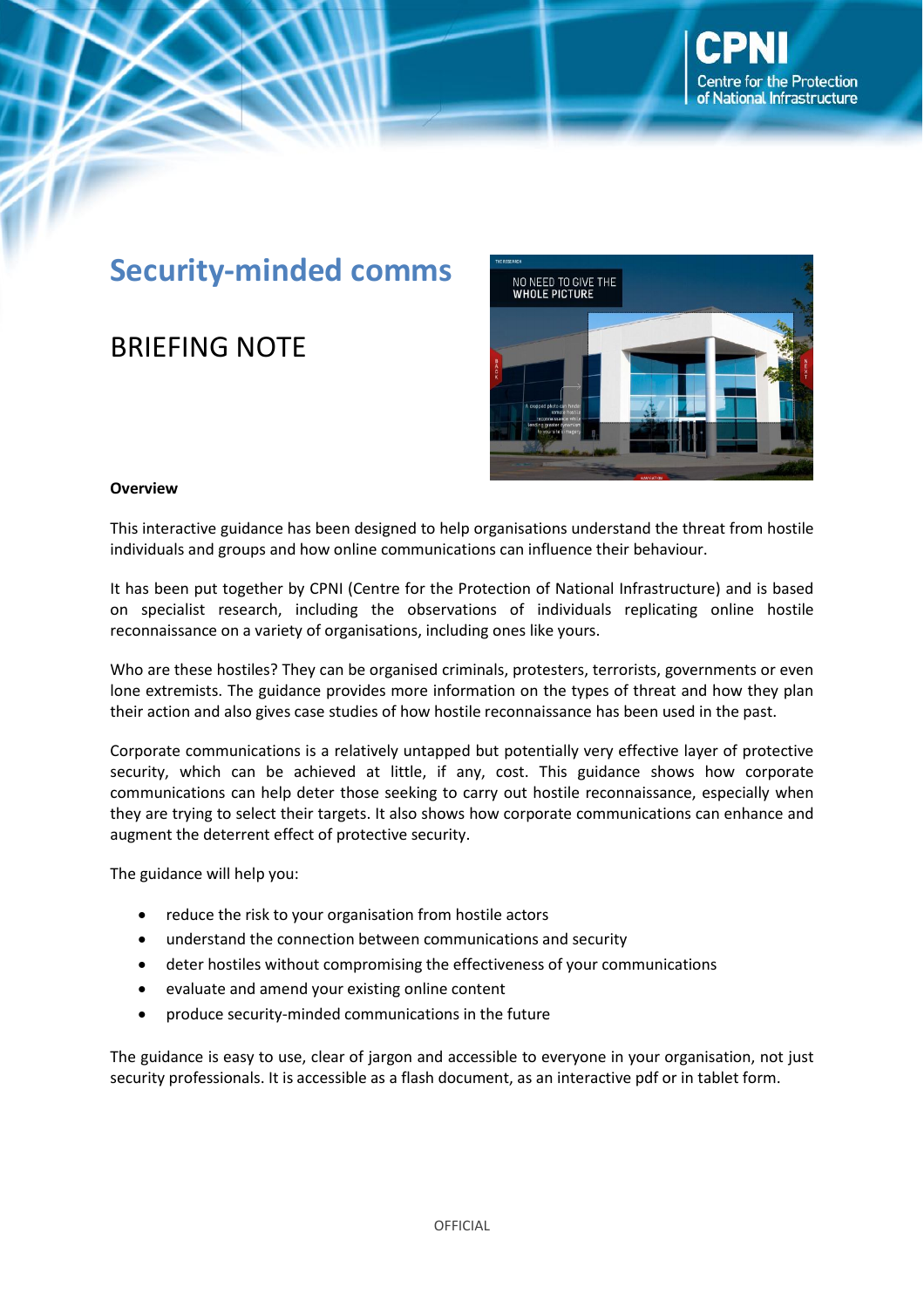# Security-minded comms

## BRIEFING NOTE

**Overview**

This interactive guidance has been designed to help organisations understand the threat from hostile individuals and groups and how online communications can influence their behaviour.

It has been put together by CPNI (Centre for the Protection of National Infrastructure) and is based on specialist research, including the observations of individuals replicating online hostile reconnaissance on a variety of organisations, including ones like yours.

Who are these hostiles? They can be organised criminals, protesters, terrorists, governments or even lone extremists. The guidance provides more information on the types of threat and how they plan their action and also gives case studies of how hostile reconnaissance has been used in the past.

Corporate communications is a relatively untapped but potentially very effective layer of protective security, which can be achieved at little, if any, cost. This guidance shows how corporate communications can help deter those seeking to carry out hostile reconnaissance, especially when they are trying to select their targets. It also shows how corporate communications can enhance and augment the deterrent effect of protective security.

The guidance will help you:

- reduce the risk to your organisation from hostile actors
- understand the connection between communications and security
- deter hostiles without compromising the effectiveness of your communications
- evaluate and amend your existing online content
- produce security-minded communications in the future

The guidance is easy to use, clear of jargon and accessible to everyone in your organisation, not just security professionals. It is accessible as a flash document, as an interactive pdf or in tablet form.

OFFICIAL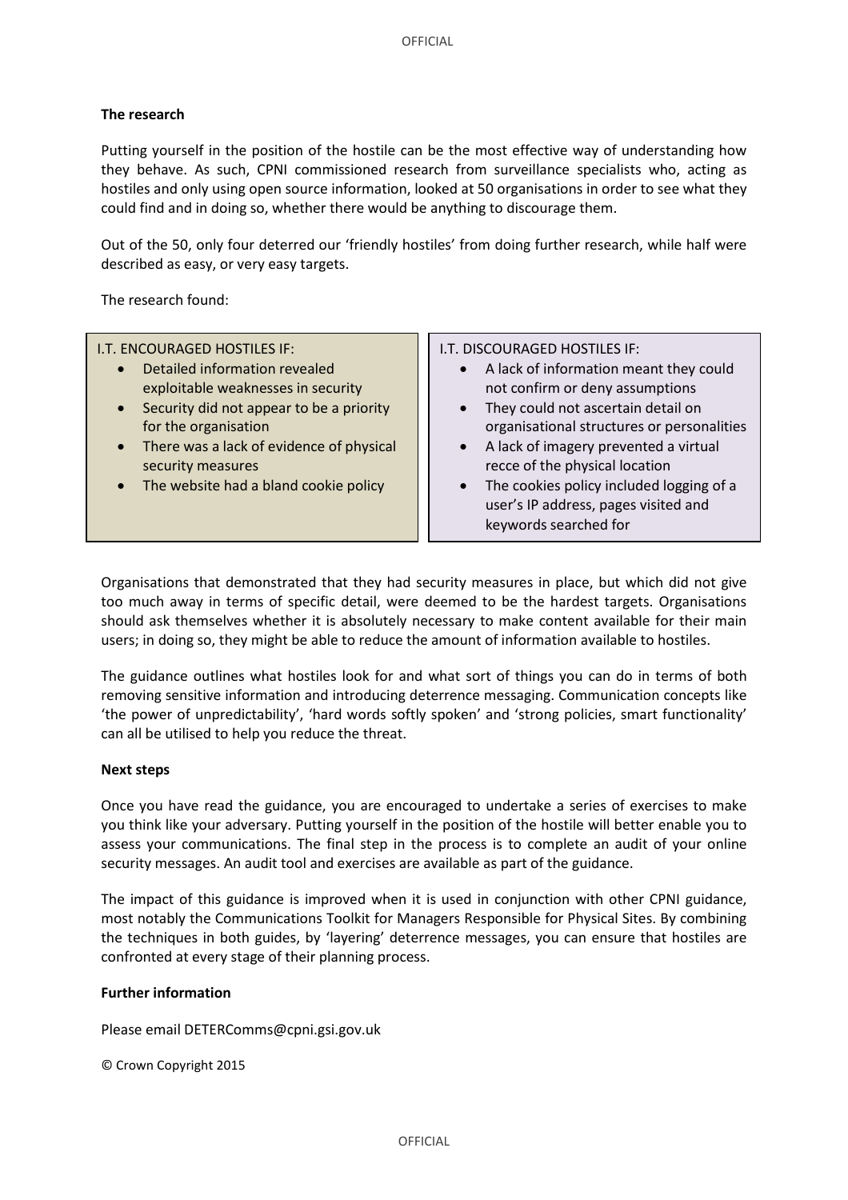**The research**

Putting yourself in the position of the hostile can be the most effective way of understanding how they behave. As such, CPNI commissioned research from surveillance specialists who, acting as hostiles and only using open source information, looked at 50 organisations in order to see what they could find and in doing so, whether there would be anything to discourage them.

Out of the 50, only four deterred our 'friendly hostiles' from doing further research, while half were described as easy, or very easy targets.

The research found:

I.T. ENCOURAGED HOSTILES IF:

- Detailed information revealed exploitable weaknesses in security
- Security did not appear to be a priority for the organisation
- There was a lack of evidence of physical security measures
- The website had a bland cookie policy

I.T. DISCOURAGED HOSTILES IF:

- A lack of information meant they could not confirm or deny assumptions
- They could not ascertain detail on organisational structures or personalities
- A lack of imagery prevented a virtual recce of the physical location
- The cookies policy included logging of a user's IP address, pages visited and keywords searched for

Organisations that demonstrated that they had security measures in place, but which did not give too much away in terms of specific detail, were deemed to be the hardest targets. Organisations should ask themselves whether it is absolutely necessary to make content available for their main users; in doing so, they might be able to reduce the amount of information available to hostiles.

The guidance outlines what hostiles look for and what sort of things you can do in terms of both removing sensitive information and introducing deterrence messaging. Communication concepts like 'the power of unpredictability', 'hard words softly spoken' and 'strong policies, smart functionality' can all be utilised to help you reduce the threat.

**Next steps**

Once you have read the guidance, you are encouraged to undertake a series of exercises to make you think like your adversary. Putting yourself in the position of the hostile will better enable you to assess your communications. The final step in the process is to complete an audit of your online security messages. An audit tool and exercises are available as part of the guidance.

The impact of this guidance is improved when it is used in conjunction with other CPNI guidance, most notably the Communications Toolkit for Managers Responsible for Physical Sites. By combining the techniques in both guides, by 'layering' deterrence messages, you can ensure that hostiles are confronted at every stage of their planning process.

**Further information**

Please email DETERComms@cpni.gsi.gov.uk

© Crown Copyright 2015